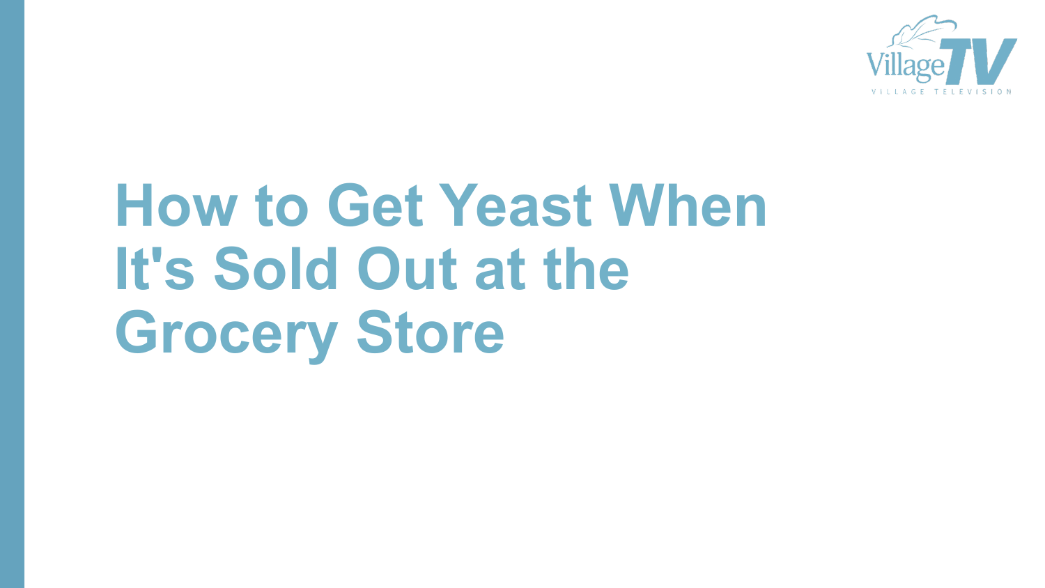# How to Get Yeast When It's Sold Out at the Grocery Store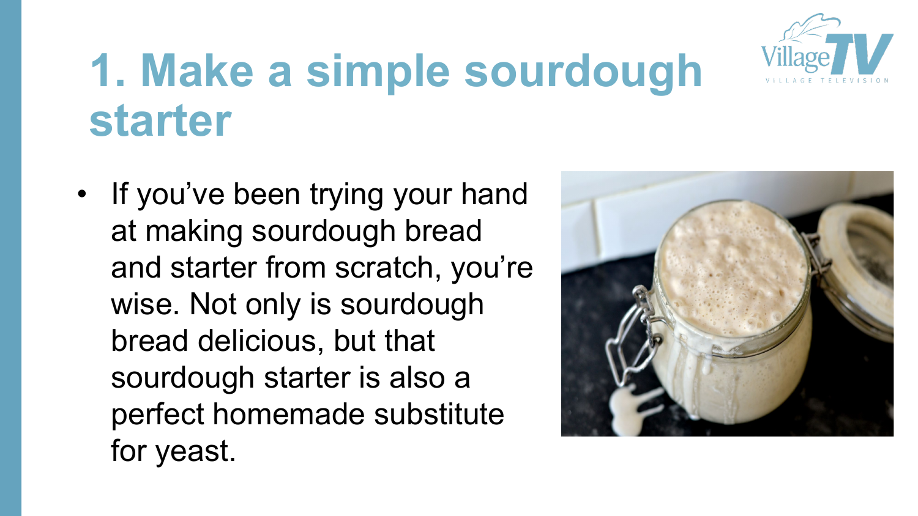# 1. Make a simple sourdough starter

- If you've been trying your hand at making sourdough bread and starter from scratch, you're wise. Not only is sourdough bread delicious, but that sourdough starter is also a perfect homemade substitute for yeast.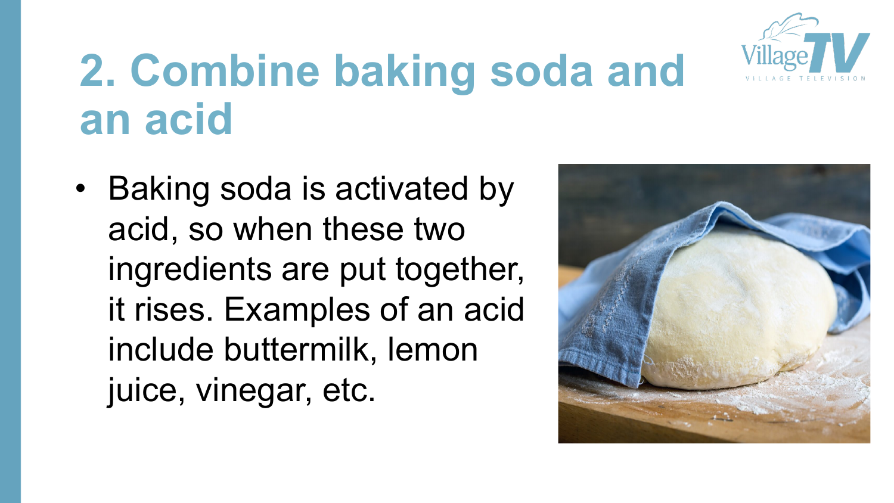# 2. Combine baking soda and an acid

- Baking soda is activated by acid, so when these two ingredients are put together, it rises. Examples of an acid include buttermilk, lemon juice, vinegar, etc.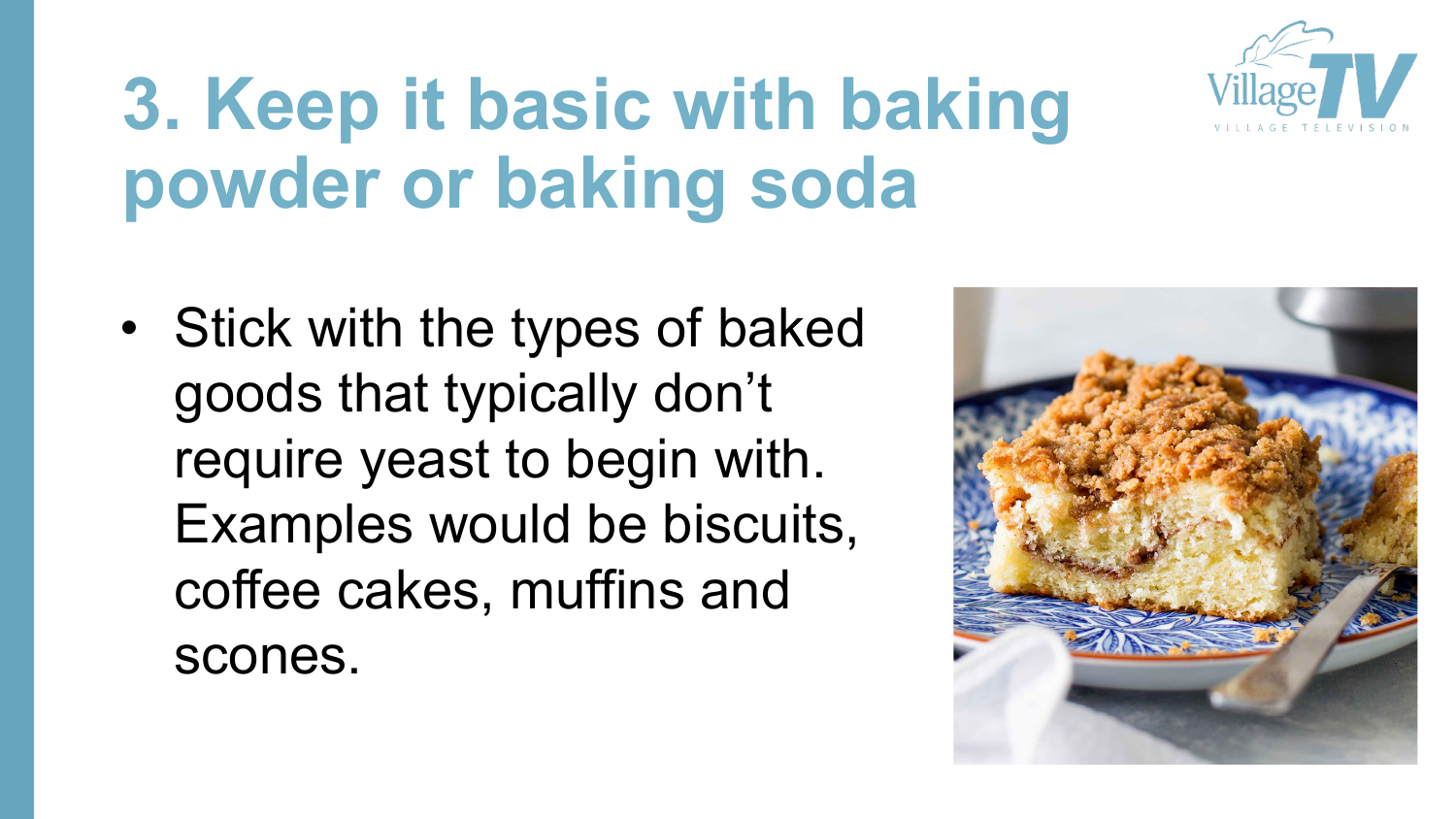# 3. Keep it basic with baking powder or baking soda

- Stick with the types of baked goods that typically don't require yeast to begin with. Examples would be biscuits, coffee cakes, muffins and scones.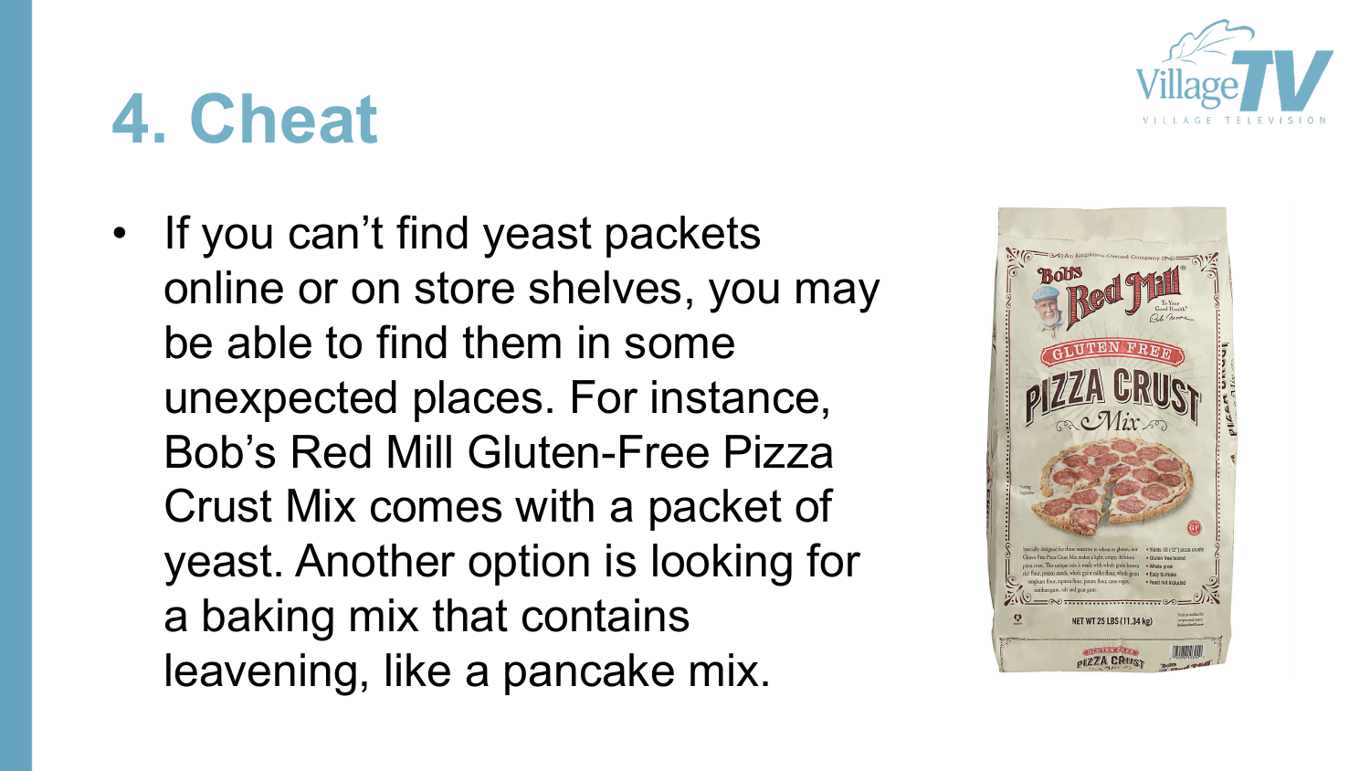# 4. Cheat

- If you can't find yeast packets online or on store shelves, you may be able to find them in some unexpected places. For instance, Bob's Red Mill Gluten-Free Pizza Crust Mix comes with a packet of yeast. Another option is looking for a baking mix that contains leavening, like a pancake mix.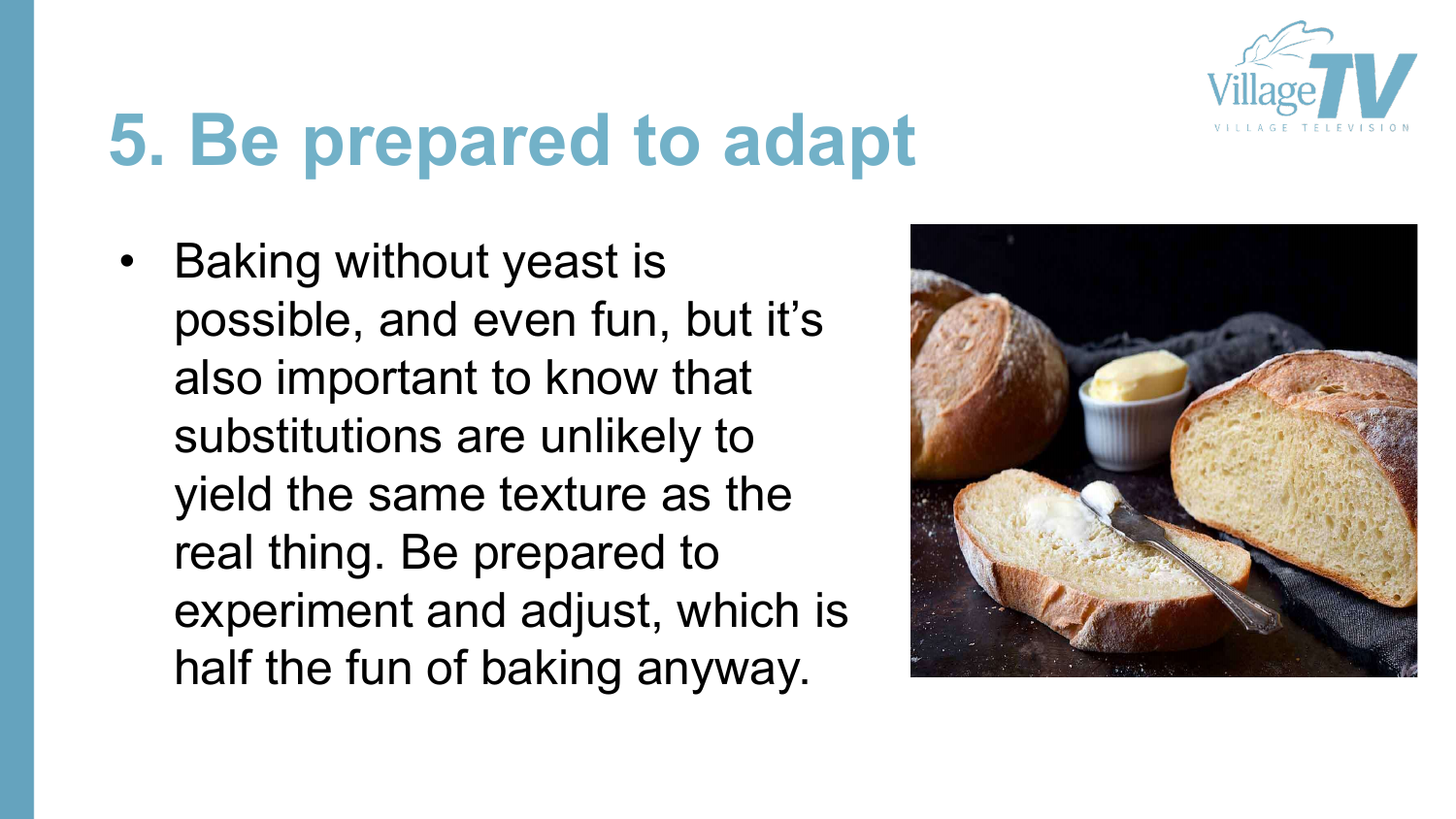# 5. Be prepared to adapt

- Baking without yeast is possible, and even fun, but it's also important to know that substitutions are unlikely to yield the same texture as the real thing. Be prepared to experiment and adjust, which is half the fun of baking anyway.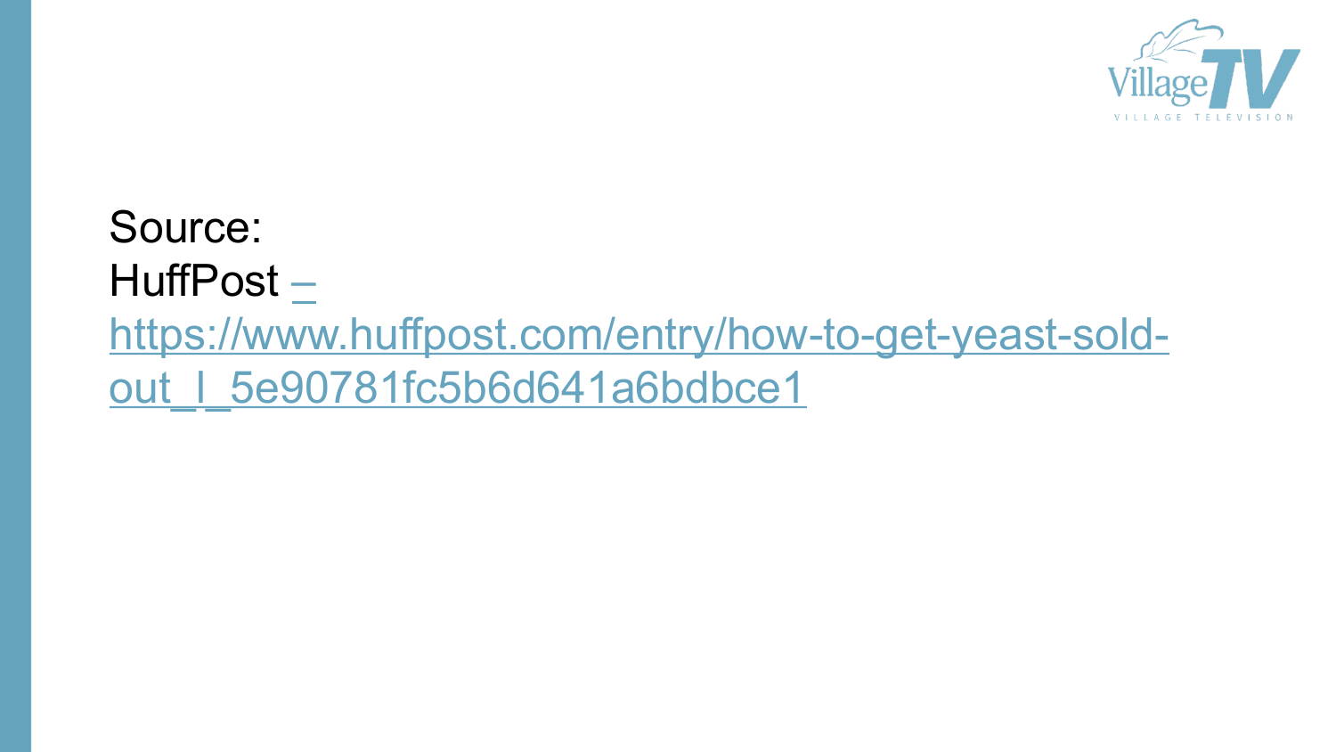Source:

HuffPost – https://www.huffpost.com/entry/how-to-get-yeast-sold-out_l_5e90781fc5b6d641a6bdbce1